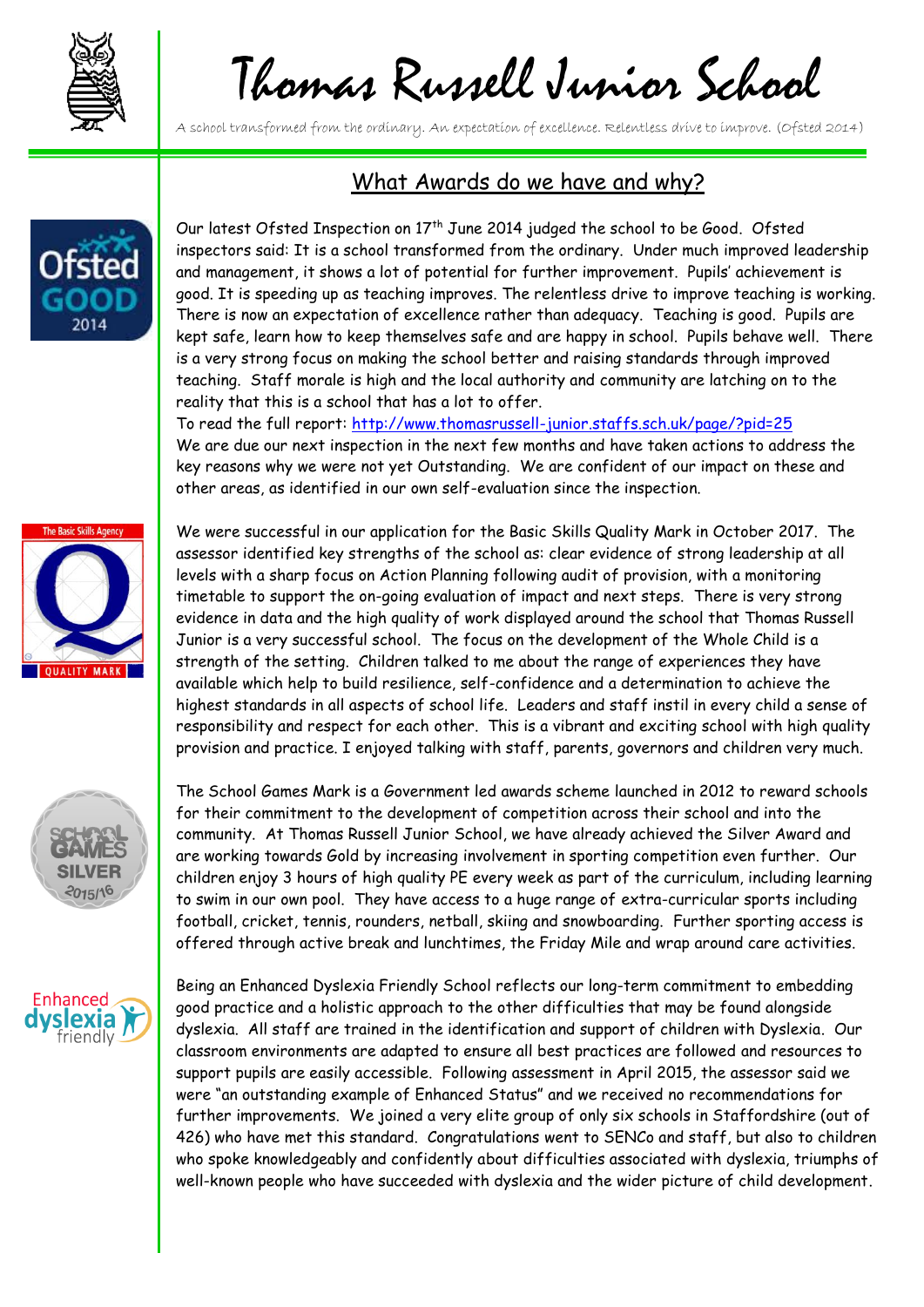# Thomas Russell Junior School

A school transformed from the ordinary. An expectation of excellence. Relentless drive to improve. (Ofsted 2014)

## What Awards do we have and why?

Our latest Ofsted Inspection on 17th June 2014 judged the school to be Good. Ofsted inspectors said: It is a school transformed from the ordinary. Under much improved leadership and management, it shows a lot of potential for further improvement. Pupils' achievement is good. It is speeding up as teaching improves. The relentless drive to improve teaching is working. There is now an expectation of excellence rather than adequacy. Teaching is good. Pupils are kept safe, learn how to keep themselves safe and are happy in school. Pupils behave well. There is a very strong focus on making the school better and raising standards through improved teaching. Staff morale is high and the local authority and community are latching on to the reality that this is a school that has a lot to offer.

To read the full report: http://www.thomasrussell-junior.staffs.sch.uk/page/?pid=25

We are due our next inspection in the next few months and have taken actions to address the key reasons why we were not yet Outstanding. We are confident of our impact on these and other areas, as identified in our own self-evaluation since the inspection.

We were successful in our application for the Basic Skills Quality Mark in October 2017. The assessor identified key strengths of the school as: clear evidence of strong leadership at all levels with a sharp focus on Action Planning following audit of provision, with a monitoring timetable to support the on-going evaluation of impact and next steps. There is very strong evidence in data and the high quality of work displayed around the school that Thomas Russell Junior is a very successful school. The focus on the development of the Whole Child is a strength of the setting. Children talked to me about the range of experiences they have available which help to build resilience, self-confidence and a determination to achieve the highest standards in all aspects of school life. Leaders and staff instil in every child a sense of responsibility and respect for each other. This is a vibrant and exciting school with high quality provision and practice. I enjoyed talking with staff, parents, governors and children very much.

The School Games Mark is a Government led awards scheme launched in 2012 to reward schools for their commitment to the development of competition across their school and into the community. At Thomas Russell Junior School, we have already achieved the Silver Award and are working towards Gold by increasing involvement in sporting competition even further. Our children enjoy 3 hours of high quality PE every week as part of the curriculum, including learning to swim in our own pool. They have access to a huge range of extra-curricular sports including football, cricket, tennis, rounders, netball, skiing and snowboarding. Further sporting access is offered through active break and lunchtimes, the Friday Mile and wrap around care activities.

Being an Enhanced Dyslexia Friendly School reflects our long-term commitment to embedding good practice and a holistic approach to the other difficulties that may be found alongside dyslexia. All staff are trained in the identification and support of children with Dyslexia. Our classroom environments are adapted to ensure all best practices are followed and resources to support pupils are easily accessible. Following assessment in April 2015, the assessor said we were "an outstanding example of Enhanced Status" and we received no recommendations for further improvements. We joined a very elite group of only six schools in Staffordshire (out of 426) who have met this standard. Congratulations went to SENCo and staff, but also to children who spoke knowledgeably and confidently about difficulties associated with dyslexia, triumphs of well-known people who have succeeded with dyslexia and the wider picture of child development.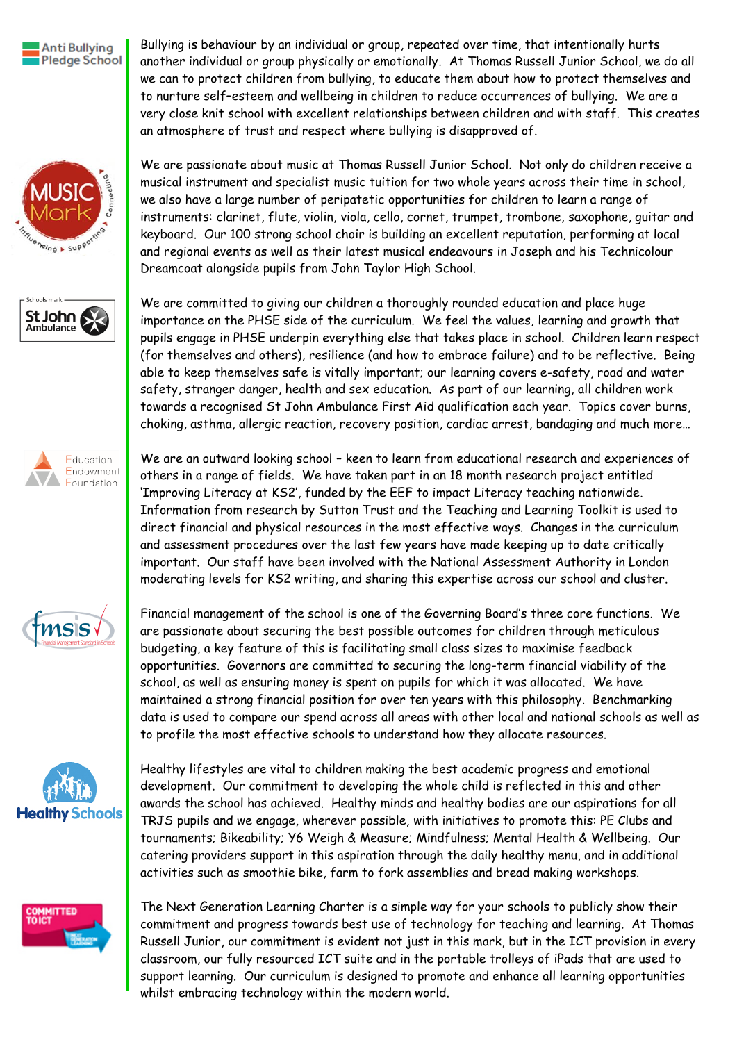Bullying is behaviour by an individual or group, repeated over time, that intentionally hurts another individual or group physically or emotionally. At Thomas Russell Junior School, we do all we can to protect children from bullying, to educate them about how to protect themselves and to nurture self-esteem and wellbeing in children to reduce occurrences of bullying. We are a very close knit school with excellent relationships between children and with staff. This creates an atmosphere of trust and respect where bullying is disapproved of.

We are passionate about music at Thomas Russell Junior School. Not only do children receive a musical instrument and specialist music tuition for two whole years across their time in school, we also have a large number of peripatetic opportunities for children to learn a range of instruments: clarinet, flute, violin, viola, cello, cornet, trumpet, trombone, saxophone, guitar and keyboard. Our 100 strong school choir is building an excellent reputation, performing at local and regional events as well as their latest musical endeavours in Joseph and his Technicolour Dreamcoat alongside pupils from John Taylor High School.

We are committed to giving our children a thoroughly rounded education and place huge importance on the PHSE side of the curriculum. We feel the values, learning and growth that pupils engage in PHSE underpin everything else that takes place in school. Children learn respect (for themselves and others), resilience (and how to embrace failure) and to be reflective. Being able to keep themselves safe is vitally important; our learning covers e-safety, road and water safety, stranger danger, health and sex education. As part of our learning, all children work towards a recognised St John Ambulance First Aid qualification each year. Topics cover burns, choking, asthma, allergic reaction, recovery position, cardiac arrest, bandaging and much more…

We are an outward looking school – keen to learn from educational research and experiences of others in a range of fields. We have taken part in an 18 month research project entitled 'Improving Literacy at KS2', funded by the EEF to impact Literacy teaching nationwide. Information from research by Sutton Trust and the Teaching and Learning Toolkit is used to direct financial and physical resources in the most effective ways. Changes in the curriculum and assessment procedures over the last few years have made keeping up to date critically important. Our staff have been involved with the National Assessment Authority in London moderating levels for KS2 writing, and sharing this expertise across our school and cluster.

Financial management of the school is one of the Governing Board's three core functions. We are passionate about securing the best possible outcomes for children through meticulous budgeting, a key feature of this is facilitating small class sizes to maximise feedback opportunities. Governors are committed to securing the long-term financial viability of the school, as well as ensuring money is spent on pupils for which it was allocated. We have maintained a strong financial position for over ten years with this philosophy. Benchmarking data is used to compare our spend across all areas with other local and national schools as well as to profile the most effective schools to understand how they allocate resources.

Healthy lifestyles are vital to children making the best academic progress and emotional development. Our commitment to developing the whole child is reflected in this and other awards the school has achieved. Healthy minds and healthy bodies are our aspirations for all TRJS pupils and we engage, wherever possible, with initiatives to promote this: PE Clubs and tournaments; Bikeability; Y6 Weigh & Measure; Mindfulness; Mental Health & Wellbeing. Our catering providers support in this aspiration through the daily healthy menu, and in additional activities such as smoothie bike, farm to fork assemblies and bread making workshops.

The Next Generation Learning Charter is a simple way for your schools to publicly show their commitment and progress towards best use of technology for teaching and learning. At Thomas Russell Junior, our commitment is evident not just in this mark, but in the ICT provision in every classroom, our fully resourced ICT suite and in the portable trolleys of iPads that are used to support learning. Our curriculum is designed to promote and enhance all learning opportunities whilst embracing technology within the modern world.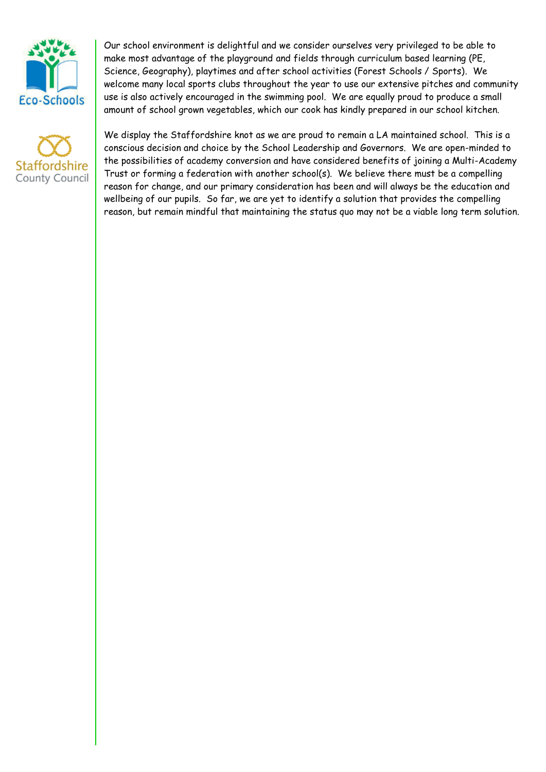Our school environment is delightful and we consider ourselves very privileged to be able to make most advantage of the playground and fields through curriculum based learning (PE, Science, Geography), playtimes and after school activities (Forest Schools / Sports). We welcome many local sports clubs throughout the year to use our extensive pitches and community use is also actively encouraged in the swimming pool. We are equally proud to produce a small amount of school grown vegetables, which our cook has kindly prepared in our school kitchen.

We display the Staffordshire knot as we are proud to remain a LA maintained school. This is a conscious decision and choice by the School Leadership and Governors. We are open-minded to the possibilities of academy conversion and have considered benefits of joining a Multi-Academy Trust or forming a federation with another school(s). We believe there must be a compelling reason for change, and our primary consideration has been and will always be the education and wellbeing of our pupils. So far, we are yet to identify a solution that provides the compelling reason, but remain mindful that maintaining the status quo may not be a viable long term solution.